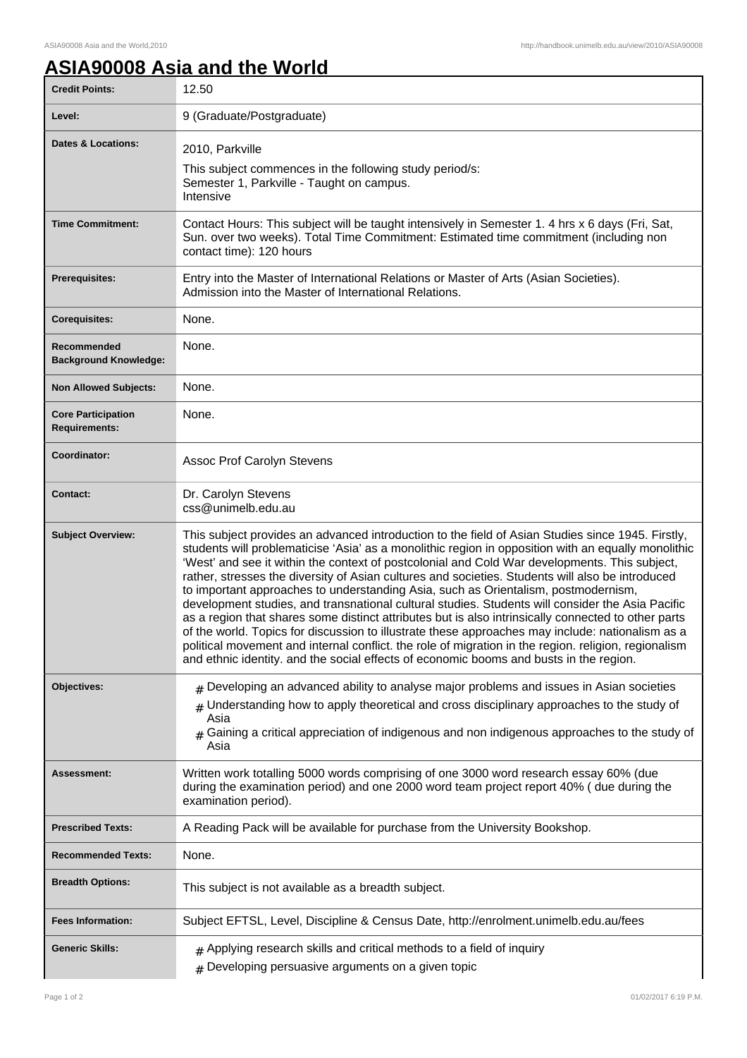# ASIA90008 Asia and the World

| | |
|---|---|
| **Credit Points:** | 12.50 |
| **Level:** | 9 (Graduate/Postgraduate) |
| **Dates & Locations:** | 2010, Parkville<br>This subject commences in the following study period/s:<br>Semester 1, Parkville - Taught on campus.<br>Intensive |
| **Time Commitment:** | Contact Hours: This subject will be taught intensively in Semester 1. 4 hrs x 6 days (Fri, Sat, Sun. over two weeks). Total Time Commitment: Estimated time commitment (including non contact time): 120 hours |
| **Prerequisites:** | Entry into the Master of International Relations or Master of Arts (Asian Societies). Admission into the Master of International Relations. |
| **Corequisites:** | None. |
| **Recommended Background Knowledge:** | None. |
| **Non Allowed Subjects:** | None. |
| **Core Participation Requirements:** | None. |
| **Coordinator:** | Assoc Prof Carolyn Stevens |
| **Contact:** | Dr. Carolyn Stevens<br>css@unimelb.edu.au |
| **Subject Overview:** | This subject provides an advanced introduction to the field of Asian Studies since 1945. Firstly, students will problematicise 'Asia' as a monolithic region in opposition with an equally monolithic 'West' and see it within the context of postcolonial and Cold War developments. This subject, rather, stresses the diversity of Asian cultures and societies. Students will also be introduced to important approaches to understanding Asia, such as Orientalism, postmodernism, development studies, and transnational cultural studies. Students will consider the Asia Pacific as a region that shares some distinct attributes but is also intrinsically connected to other parts of the world. Topics for discussion to illustrate these approaches may include: nationalism as a political movement and internal conflict. the role of migration in the region. religion, regionalism and ethnic identity. and the social effects of economic booms and busts in the region. |
| **Objectives:** | # Developing an advanced ability to analyse major problems and issues in Asian societies<br># Understanding how to apply theoretical and cross disciplinary approaches to the study of Asia<br># Gaining a critical appreciation of indigenous and non indigenous approaches to the study of Asia |
| **Assessment:** | Written work totalling 5000 words comprising of one 3000 word research essay 60% (due during the examination period) and one 2000 word team project report 40% ( due during the examination period). |
| **Prescribed Texts:** | A Reading Pack will be available for purchase from the University Bookshop. |
| **Recommended Texts:** | None. |
| **Breadth Options:** | This subject is not available as a breadth subject. |
| **Fees Information:** | Subject EFTSL, Level, Discipline & Census Date, http://enrolment.unimelb.edu.au/fees |
| **Generic Skills:** | # Applying research skills and critical methods to a field of inquiry<br># Developing persuasive arguments on a given topic |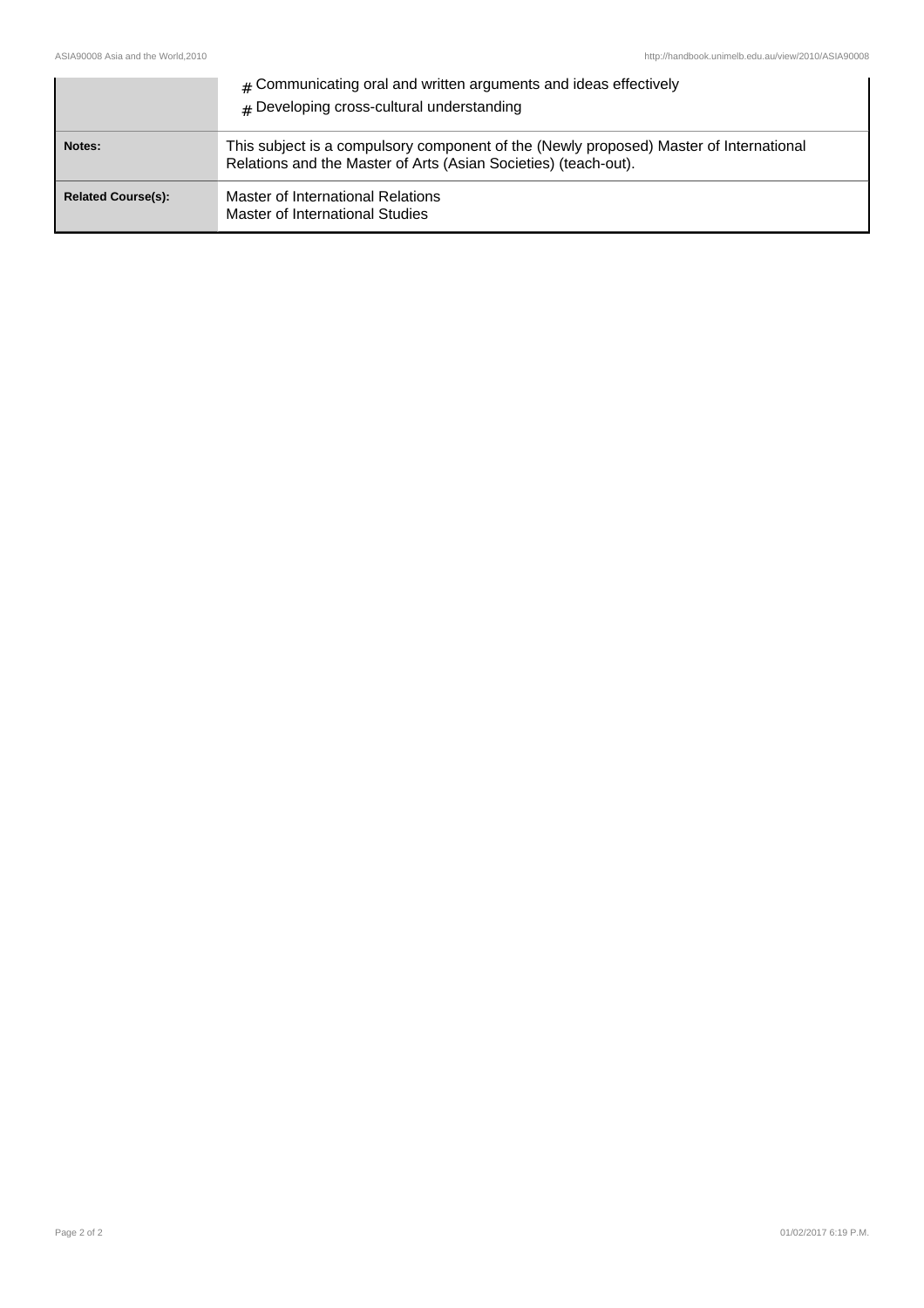| | |
|---|---|
| | # Communicating oral and written arguments and ideas effectively<br># Developing cross-cultural understanding |
| **Notes:** | This subject is a compulsory component of the (Newly proposed) Master of International Relations and the Master of Arts (Asian Societies) (teach-out). |
| **Related Course(s):** | Master of International Relations<br>Master of International Studies |